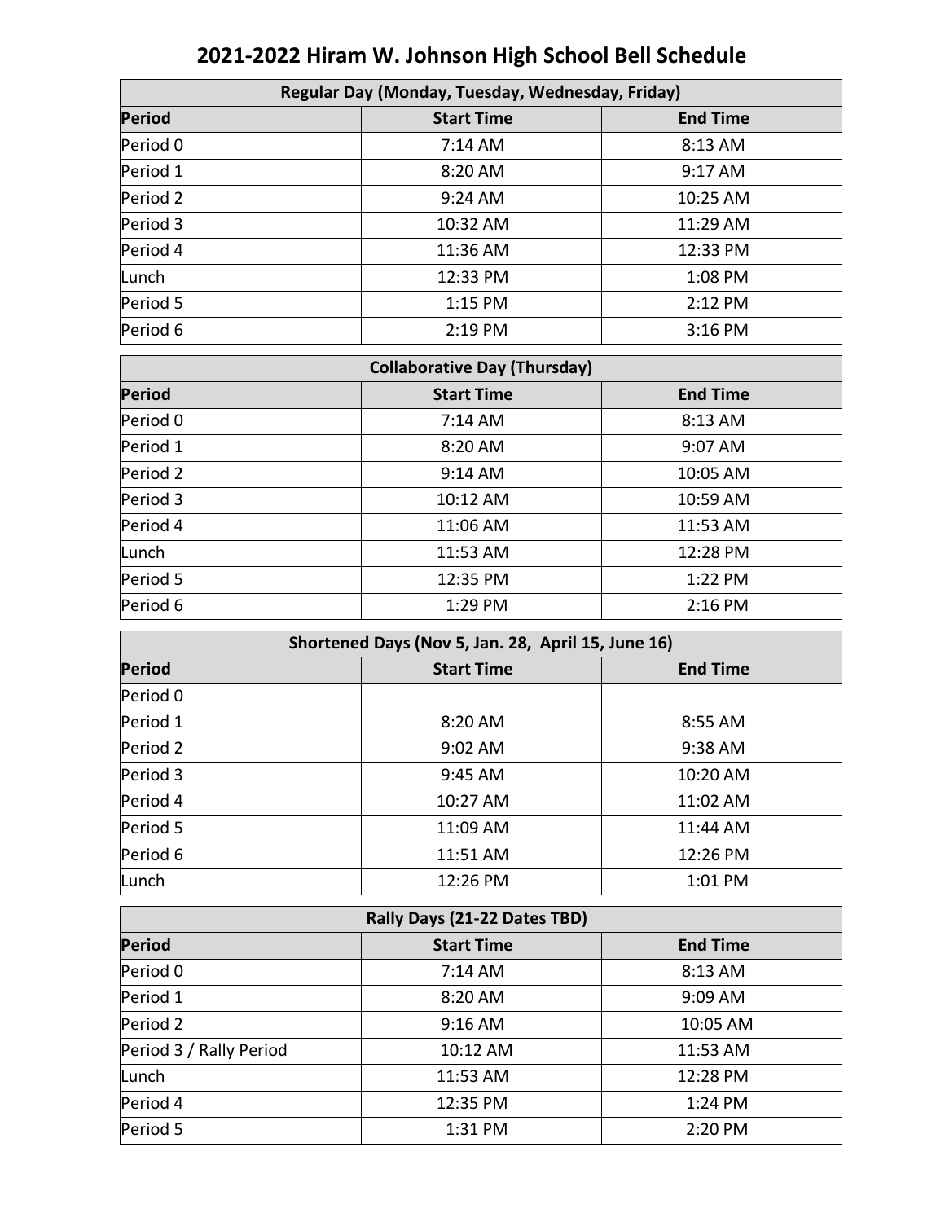# 2021-2022 Hiram W. Johnson High School Bell Schedule

| Regular Day (Monday, Tuesday, Wednesday, Friday) | | |
|---|---|---|
| **Period** | **Start Time** | **End Time** |
| Period 0 | 7:14 AM | 8:13 AM |
| Period 1 | 8:20 AM | 9:17 AM |
| Period 2 | 9:24 AM | 10:25 AM |
| Period 3 | 10:32 AM | 11:29 AM |
| Period 4 | 11:36 AM | 12:33 PM |
| Lunch | 12:33 PM | 1:08 PM |
| Period 5 | 1:15 PM | 2:12 PM |
| Period 6 | 2:19 PM | 3:16 PM |

| Collaborative Day (Thursday) | | |
|---|---|---|
| **Period** | **Start Time** | **End Time** |
| Period 0 | 7:14 AM | 8:13 AM |
| Period 1 | 8:20 AM | 9:07 AM |
| Period 2 | 9:14 AM | 10:05 AM |
| Period 3 | 10:12 AM | 10:59 AM |
| Period 4 | 11:06 AM | 11:53 AM |
| Lunch | 11:53 AM | 12:28 PM |
| Period 5 | 12:35 PM | 1:22 PM |
| Period 6 | 1:29 PM | 2:16 PM |

| Shortened Days (Nov 5, Jan. 28, April 15, June 16) | | |
|---|---|---|
| **Period** | **Start Time** | **End Time** |
| Period 0 | | |
| Period 1 | 8:20 AM | 8:55 AM |
| Period 2 | 9:02 AM | 9:38 AM |
| Period 3 | 9:45 AM | 10:20 AM |
| Period 4 | 10:27 AM | 11:02 AM |
| Period 5 | 11:09 AM | 11:44 AM |
| Period 6 | 11:51 AM | 12:26 PM |
| Lunch | 12:26 PM | 1:01 PM |

| Rally Days (21-22 Dates TBD) | | |
|---|---|---|
| **Period** | **Start Time** | **End Time** |
| Period 0 | 7:14 AM | 8:13 AM |
| Period 1 | 8:20 AM | 9:09 AM |
| Period 2 | 9:16 AM | 10:05 AM |
| Period 3 / Rally Period | 10:12 AM | 11:53 AM |
| Lunch | 11:53 AM | 12:28 PM |
| Period 4 | 12:35 PM | 1:24 PM |
| Period 5 | 1:31 PM | 2:20 PM |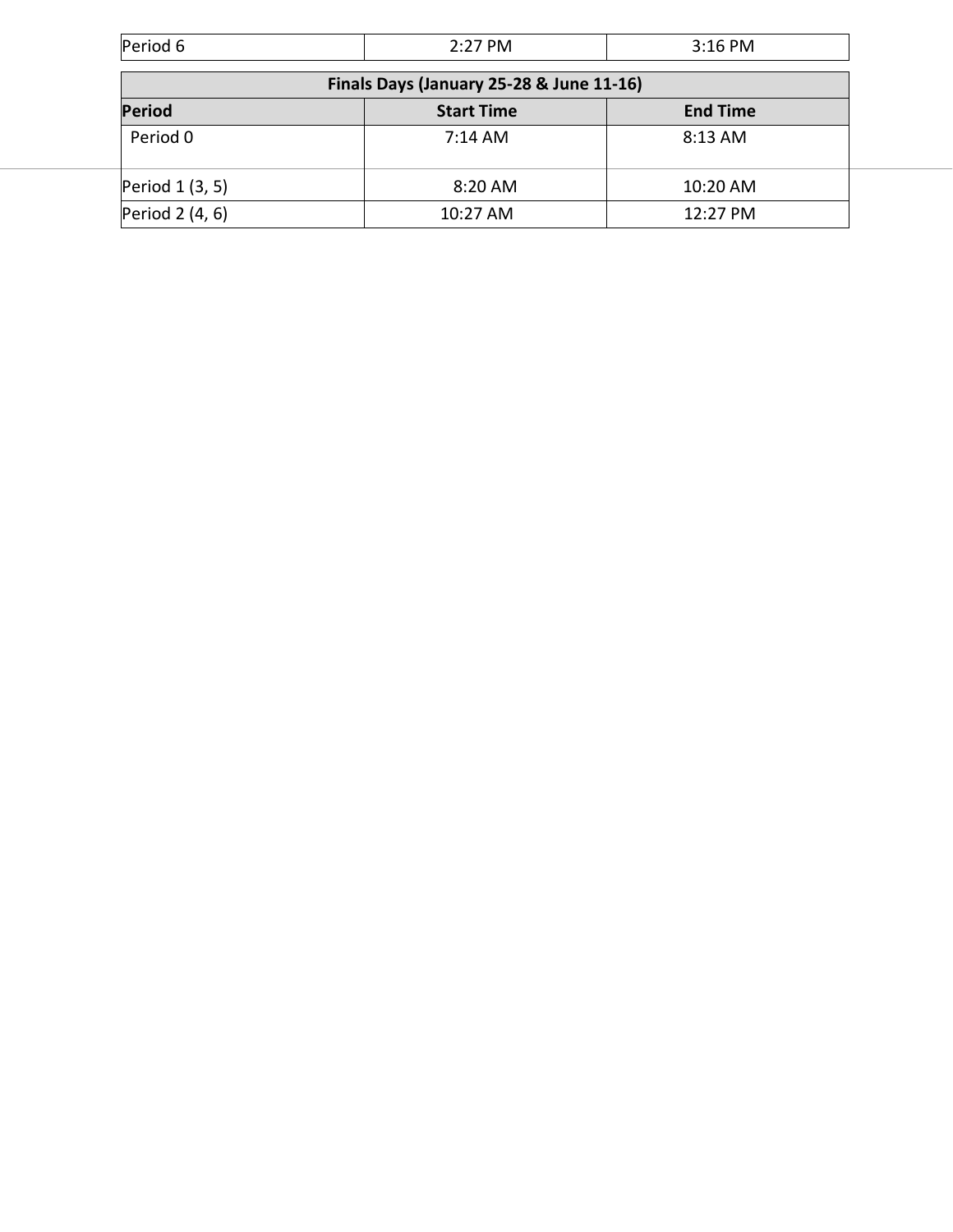| | | |
|---|---|---|
| Period 6 | 2:27 PM | 3:16 PM |

| Finals Days (January 25-28 & June 11-16) | | |
|---|---|---|
| **Period** | **Start Time** | **End Time** |
| Period 0 | 7:14 AM | 8:13 AM |
| Period 1 (3, 5) | 8:20 AM | 10:20 AM |
| Period 2 (4, 6) | 10:27 AM | 12:27 PM |